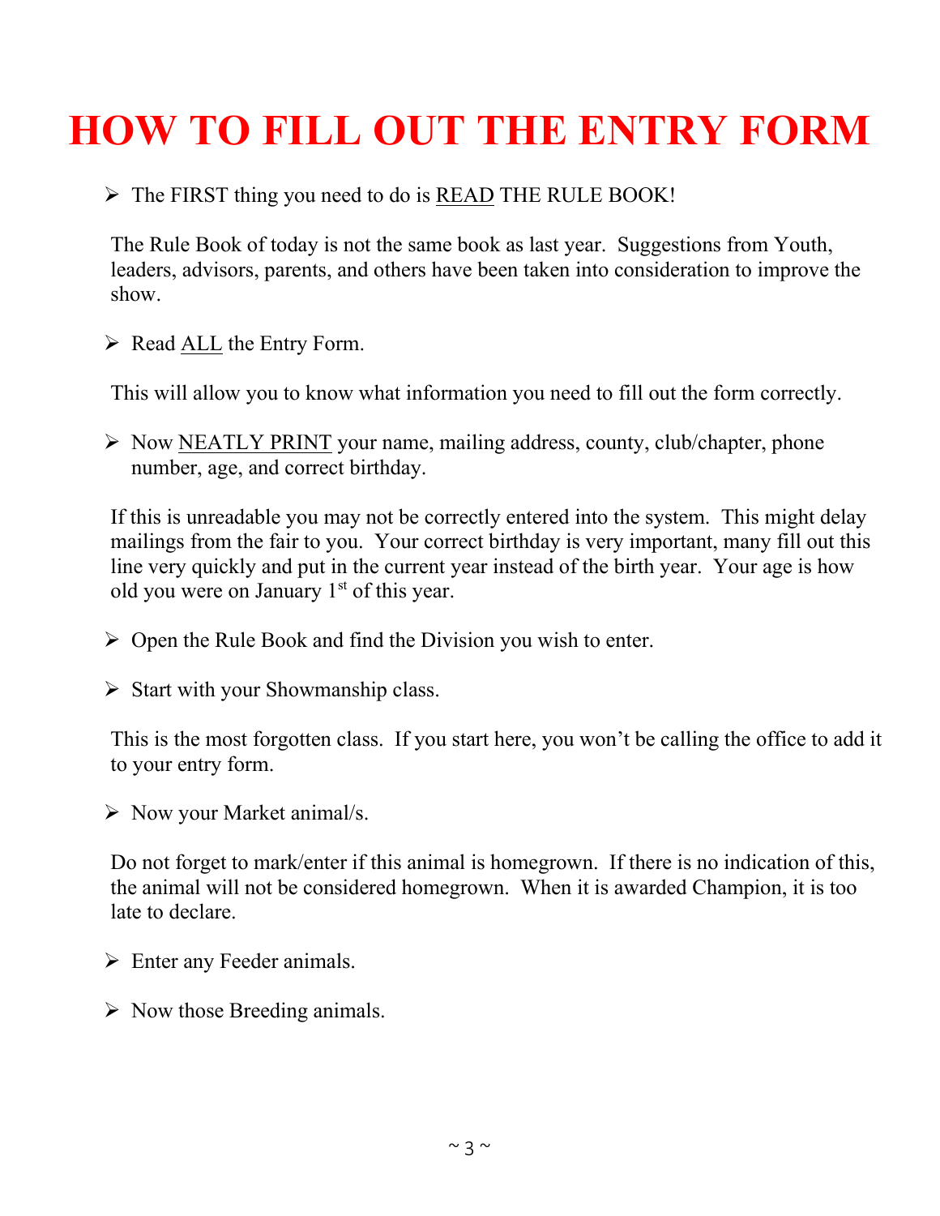# HOW TO FILL OUT THE ENTRY FORM

- The FIRST thing you need to do is READ THE RULE BOOK!

The Rule Book of today is not the same book as last year. Suggestions from Youth, leaders, advisors, parents, and others have been taken into consideration to improve the show.

- Read ALL the Entry Form.

This will allow you to know what information you need to fill out the form correctly.

- Now NEATLY PRINT your name, mailing address, county, club/chapter, phone number, age, and correct birthday.

If this is unreadable you may not be correctly entered into the system. This might delay mailings from the fair to you. Your correct birthday is very important, many fill out this line very quickly and put in the current year instead of the birth year. Your age is how old you were on January 1st of this year.

- Open the Rule Book and find the Division you wish to enter.

- Start with your Showmanship class.

This is the most forgotten class. If you start here, you won't be calling the office to add it to your entry form.

- Now your Market animal/s.

Do not forget to mark/enter if this animal is homegrown. If there is no indication of this, the animal will not be considered homegrown. When it is awarded Champion, it is too late to declare.

- Enter any Feeder animals.

- Now those Breeding animals.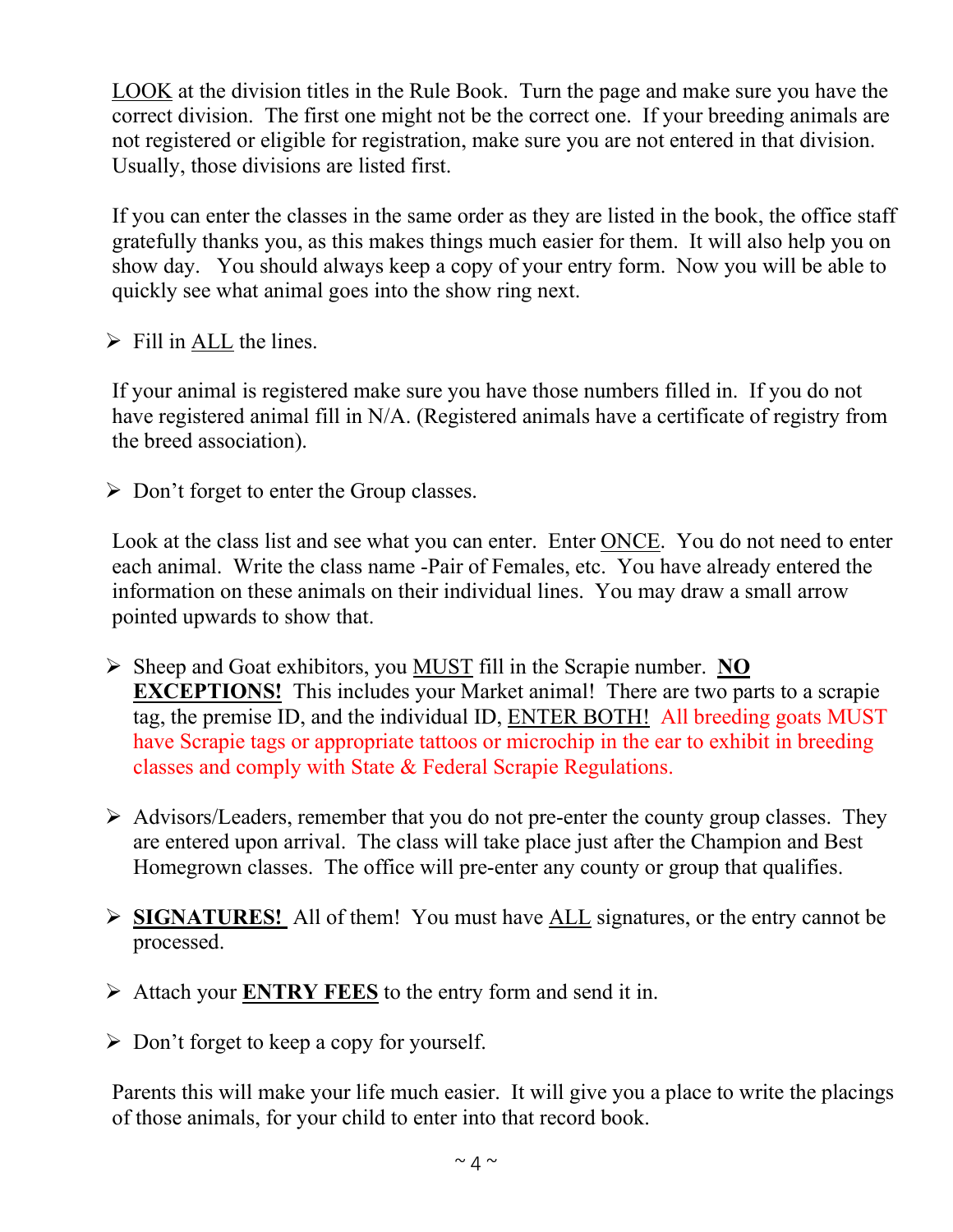LOOK at the division titles in the Rule Book. Turn the page and make sure you have the correct division. The first one might not be the correct one. If your breeding animals are not registered or eligible for registration, make sure you are not entered in that division. Usually, those divisions are listed first.

If you can enter the classes in the same order as they are listed in the book, the office staff gratefully thanks you, as this makes things much easier for them. It will also help you on show day. You should always keep a copy of your entry form. Now you will be able to quickly see what animal goes into the show ring next.

- Fill in ALL the lines.

If your animal is registered make sure you have those numbers filled in. If you do not have registered animal fill in N/A. (Registered animals have a certificate of registry from the breed association).

- Don't forget to enter the Group classes.

Look at the class list and see what you can enter. Enter ONCE. You do not need to enter each animal. Write the class name -Pair of Females, etc. You have already entered the information on these animals on their individual lines. You may draw a small arrow pointed upwards to show that.

- Sheep and Goat exhibitors, you MUST fill in the Scrapie number. **NO EXCEPTIONS!** This includes your Market animal! There are two parts to a scrapie tag, the premise ID, and the individual ID, ENTER BOTH! All breeding goats MUST have Scrapie tags or appropriate tattoos or microchip in the ear to exhibit in breeding classes and comply with State & Federal Scrapie Regulations.

- Advisors/Leaders, remember that you do not pre-enter the county group classes. They are entered upon arrival. The class will take place just after the Champion and Best Homegrown classes. The office will pre-enter any county or group that qualifies.

- **SIGNATURES!** All of them! You must have ALL signatures, or the entry cannot be processed.

- Attach your **ENTRY FEES** to the entry form and send it in.

- Don't forget to keep a copy for yourself.

Parents this will make your life much easier. It will give you a place to write the placings of those animals, for your child to enter into that record book.